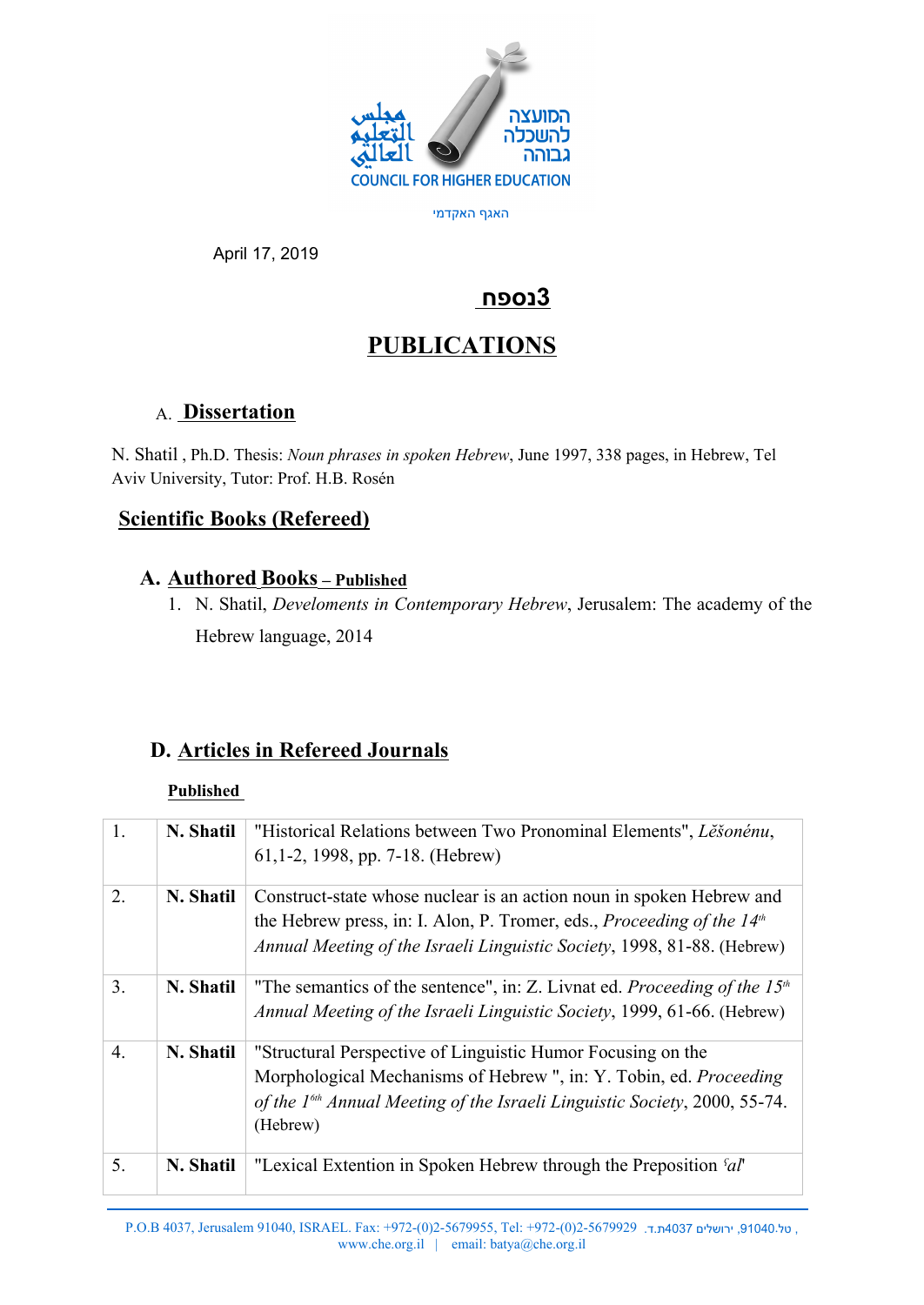מجلس التعليم العالي

המועצה להשכלה גבוהה

COUNCIL FOR HIGHER EDUCATION

האגף האקדמי

April 17, 2019

# נספח3

# PUBLICATIONS

## A. Dissertation

N. Shatil , Ph.D. Thesis: *Noun phrases in spoken Hebrew*, June 1997, 338 pages, in Hebrew, Tel Aviv University, Tutor: Prof. H.B. Rosén

## Scientific Books (Refereed)

### A. Authored Books – Published

1. N. Shatil, *Develoments in Contemporary Hebrew*, Jerusalem: The academy of the Hebrew language, 2014

## D. Articles in Refereed Journals

**Published**

| | | |
|---|---|---|
| 1. | **N. Shatil** | "Historical Relations between Two Pronominal Elements", *Lĕšonénu*, 61,1-2, 1998, pp. 7-18. (Hebrew) |
| 2. | **N. Shatil** | Construct-state whose nuclear is an action noun in spoken Hebrew and the Hebrew press, in: I. Alon, P. Tromer, eds., *Proceeding of the 14th Annual Meeting of the Israeli Linguistic Society*, 1998, 81-88. (Hebrew) |
| 3. | **N. Shatil** | "The semantics of the sentence", in: Z. Livnat ed. *Proceeding of the 15th Annual Meeting of the Israeli Linguistic Society*, 1999, 61-66. (Hebrew) |
| 4. | **N. Shatil** | "Structural Perspective of Linguistic Humor Focusing on the Morphological Mechanisms of Hebrew ", in: Y. Tobin, ed. *Proceeding of the 16th Annual Meeting of the Israeli Linguistic Society*, 2000, 55-74. (Hebrew) |
| 5. | **N. Shatil** | "Lexical Extention in Spoken Hebrew through the Preposition *ʿal*" |

P.O.B 4037, Jerusalem 91040, ISRAEL. Fax: +972-(0)2-5679955, Tel: +972-(0)2-5679929 ת.ד.4037 ירושלים 91040, טל. ,
www.che.org.il | email: batya@che.org.il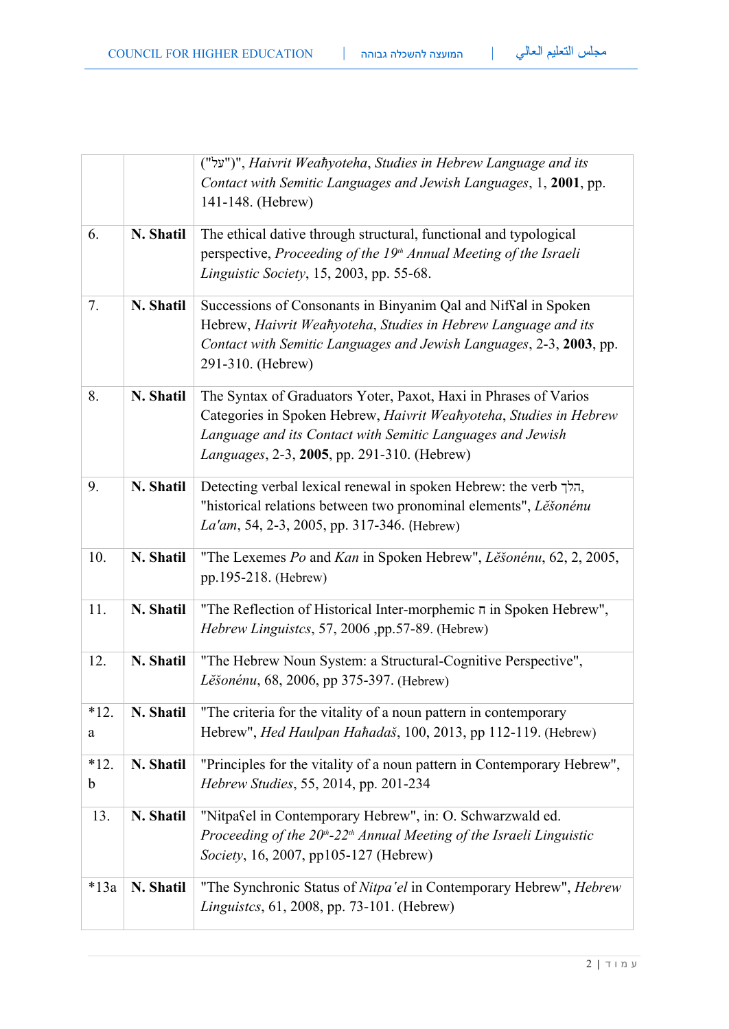|  |  | ("על")", *Haivrit Weaħyoteha*, *Studies in Hebrew Language and its Contact with Semitic Languages and Jewish Languages*, 1, **2001**, pp. 141-148. (Hebrew) |
|---|---|---|
| 6. | **N. Shatil** | The ethical dative through structural, functional and typological perspective, *Proceeding of the 19th Annual Meeting of the Israeli Linguistic Society*, 15, 2003, pp. 55-68. |
| 7. | **N. Shatil** | Successions of Consonants in Binyanim Qal and Nifʕal in Spoken Hebrew, *Haivrit Weaħyoteha*, *Studies in Hebrew Language and its Contact with Semitic Languages and Jewish Languages*, 2-3, **2003**, pp. 291-310. (Hebrew) |
| 8. | **N. Shatil** | The Syntax of Graduators Yoter, Paxot, Haxi in Phrases of Varios Categories in Spoken Hebrew, *Haivrit Weaħyoteha*, *Studies in Hebrew Language and its Contact with Semitic Languages and Jewish Languages*, 2-3, **2005**, pp. 291-310. (Hebrew) |
| 9. | **N. Shatil** | Detecting verbal lexical renewal in spoken Hebrew: the verb הלך, "historical relations between two pronominal elements", *Lĕšonénu La'am*, 54, 2-3, 2005, pp. 317-346. (Hebrew) |
| 10. | **N. Shatil** | "The Lexemes *Po* and *Kan* in Spoken Hebrew", *Lĕšonénu*, 62, 2, 2005, pp.195-218. (Hebrew) |
| 11. | **N. Shatil** | "The Reflection of Historical Inter-morphemic ה in Spoken Hebrew", *Hebrew Linguistcs*, 57, 2006 ,pp.57-89. (Hebrew) |
| 12. | **N. Shatil** | "The Hebrew Noun System: a Structural-Cognitive Perspective", *Lĕšonénu*, 68, 2006, pp 375-397. (Hebrew) |
| *12.a | **N. Shatil** | "The criteria for the vitality of a noun pattern in contemporary Hebrew", *Hed Haulpan Haħadaš*, 100, 2013, pp 112-119. (Hebrew) |
| *12.b | **N. Shatil** | "Principles for the vitality of a noun pattern in Contemporary Hebrew", *Hebrew Studies*, 55, 2014, pp. 201-234 |
| 13. | **N. Shatil** | "Nitpaʕel in Contemporary Hebrew", in: O. Schwarzwald ed. *Proceeding of the 20th-22th Annual Meeting of the Israeli Linguistic Society*, 16, 2007, pp105-127 (Hebrew) |
| *13a | **N. Shatil** | "The Synchronic Status of *Nitpaʿel* in Contemporary Hebrew", *Hebrew Linguistcs*, 61, 2008, pp. 73-101. (Hebrew) |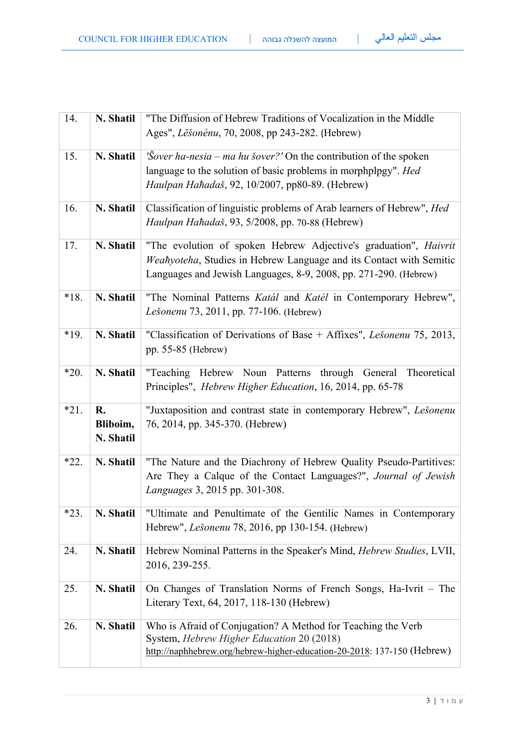| | | |
|---|---|---|
| 14. | **N. Shatil** | "The Diffusion of Hebrew Traditions of Vocalization in the Middle Ages", *Lĕšonénu*, 70, 2008, pp 243-282. (Hebrew) |
| 15. | **N. Shatil** | *'Šover ha-nesia – ma hu šover?'* On the contribution of the spoken language to the solution of basic problems in morphplpgy". *Hed Haulpan Haћadaš*, 92, 10/2007, pp80-89. (Hebrew) |
| 16. | **N. Shatil** | Classification of linguistic problems of Arab learners of Hebrew", *Hed Haulpan Haћadaš*, 93, 5/2008, pp. 70-88 (Hebrew) |
| 17. | **N. Shatil** | "The evolution of spoken Hebrew Adjective's graduation", *Haivrit Weaћyoteha*, Studies in Hebrew Language and its Contact with Semitic Languages and Jewish Languages, 8-9, 2008, pp. 271-290. (Hebrew) |
| *18. | **N. Shatil** | "The Nominal Patterns *Katál* and *Katél* in Contemporary Hebrew", *Lešonenu* 73, 2011, pp. 77-106. (Hebrew) |
| *19. | **N. Shatil** | "Classification of Derivations of Base + Affixes", *Lešonenu* 75, 2013, pp. 55-85 (Hebrew) |
| *20. | **N. Shatil** | "Teaching Hebrew Noun Patterns through General Theoretical Principles", *Hebrew Higher Education*, 16, 2014, pp. 65-78 |
| *21. | **R. Bliboim, N. Shatil** | "Juxtaposition and contrast state in contemporary Hebrew", *Lešonenu* 76, 2014, pp. 345-370. (Hebrew) |
| *22. | **N. Shatil** | "The Nature and the Diachrony of Hebrew Quality Pseudo-Partitives: Are They a Calque of the Contact Languages?", *Journal of Jewish Languages* 3, 2015 pp. 301-308. |
| *23. | **N. Shatil** | "Ultimate and Penultimate of the Gentilic Names in Contemporary Hebrew", *Lešonenu* 78, 2016, pp 130-154. (Hebrew) |
| 24. | **N. Shatil** | Hebrew Nominal Patterns in the Speaker's Mind, *Hebrew Studies*, LVII, 2016, 239-255. |
| 25. | **N. Shatil** | On Changes of Translation Norms of French Songs, Ha-Ivrit – The Literary Text, 64, 2017, 118-130 (Hebrew) |
| 26. | **N. Shatil** | Who is Afraid of Conjugation? A Method for Teaching the Verb System, *Hebrew Higher Education* 20 (2018) http://naphhebrew.org/hebrew-higher-education-20-2018: 137-150 (Hebrew) |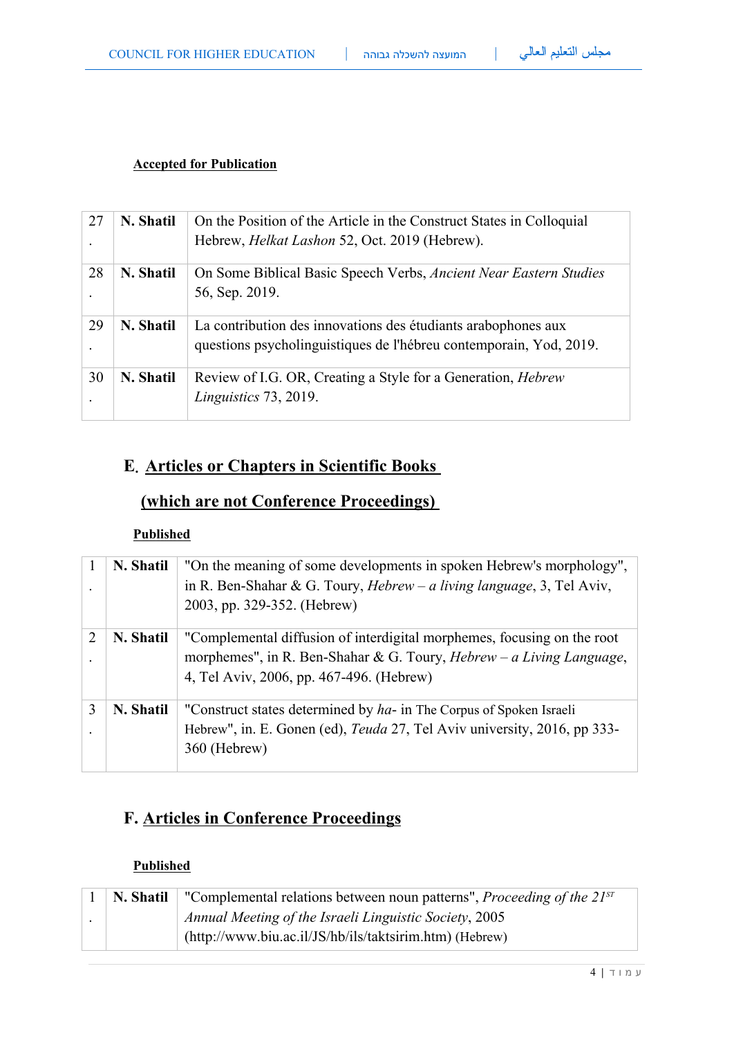**Accepted for Publication**

| | | |
|---|---|---|
| 27. | **N. Shatil** | On the Position of the Article in the Construct States in Colloquial Hebrew, *Helkat Lashon* 52, Oct. 2019 (Hebrew). |
| 28. | **N. Shatil** | On Some Biblical Basic Speech Verbs, *Ancient Near Eastern Studies* 56, Sep. 2019. |
| 29. | **N. Shatil** | La contribution des innovations des étudiants arabophones aux questions psycholinguistiques de l'hébreu contemporain, Yod, 2019. |
| 30. | **N. Shatil** | Review of I.G. OR, Creating a Style for a Generation, *Hebrew Linguistics* 73, 2019. |

## E. Articles or Chapters in Scientific Books (which are not Conference Proceedings)

**Published**

| | | |
|---|---|---|
| 1. | **N. Shatil** | "On the meaning of some developments in spoken Hebrew's morphology", in R. Ben-Shahar & G. Toury, *Hebrew – a living language*, 3, Tel Aviv, 2003, pp. 329-352. (Hebrew) |
| 2. | **N. Shatil** | "Complemental diffusion of interdigital morphemes, focusing on the root morphemes", in R. Ben-Shahar & G. Toury, *Hebrew – a Living Language*, 4, Tel Aviv, 2006, pp. 467-496. (Hebrew) |
| 3. | **N. Shatil** | "Construct states determined by *ha-* in The Corpus of Spoken Israeli Hebrew", in. E. Gonen (ed), *Teuda* 27, Tel Aviv university, 2016, pp 333-360 (Hebrew) |

## F. Articles in Conference Proceedings

**Published**

| | | |
|---|---|---|
| 1. | **N. Shatil** | "Complemental relations between noun patterns", *Proceeding of the 21$^{ST}$ Annual Meeting of the Israeli Linguistic Society*, 2005 (http://www.biu.ac.il/JS/hb/ils/taktsirim.htm) (Hebrew) |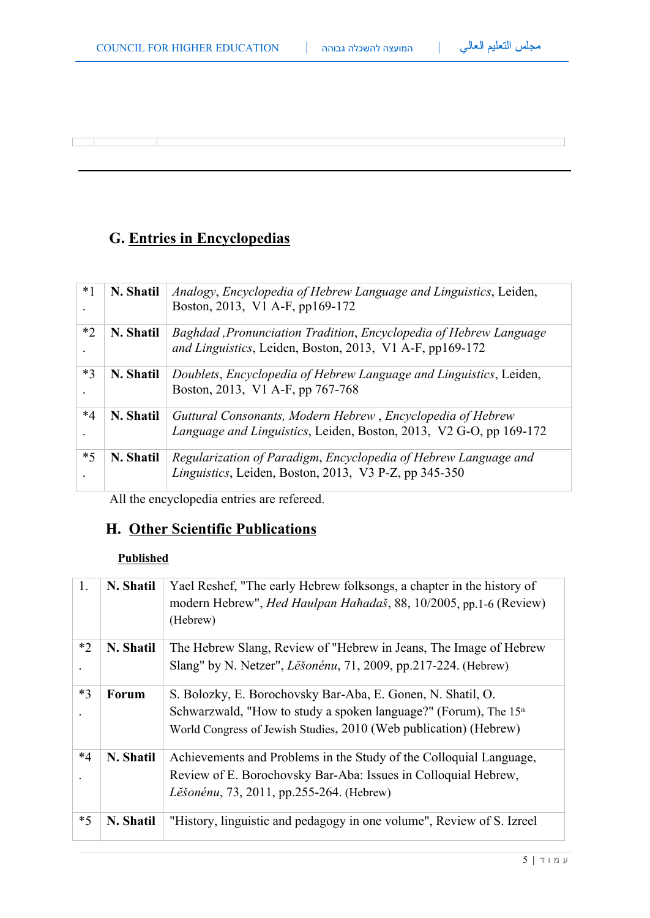## G. Entries in Encyclopedias

| | | |
|---|---|---|
| *1. | **N. Shatil** | *Analogy*, *Encyclopedia of Hebrew Language and Linguistics*, Leiden, Boston, 2013, V1 A-F, pp169-172 |
| *2. | **N. Shatil** | *Baghdad ,Pronunciation Tradition*, *Encyclopedia of Hebrew Language and Linguistics*, Leiden, Boston, 2013, V1 A-F, pp169-172 |
| *3. | **N. Shatil** | *Doublets*, *Encyclopedia of Hebrew Language and Linguistics*, Leiden, Boston, 2013, V1 A-F, pp 767-768 |
| *4. | **N. Shatil** | *Guttural Consonants, Modern Hebrew* , *Encyclopedia of Hebrew Language and Linguistics*, Leiden, Boston, 2013, V2 G-O, pp 169-172 |
| *5. | **N. Shatil** | *Regularization of Paradigm*, *Encyclopedia of Hebrew Language and Linguistics*, Leiden, Boston, 2013, V3 P-Z, pp 345-350 |

All the encyclopedia entries are refereed.

## H. Other Scientific Publications

**Published**

| | | |
|---|---|---|
| 1. | **N. Shatil** | Yael Reshef, "The early Hebrew folksongs, a chapter in the history of modern Hebrew", *Hed Haulpan Haḥadaš*, 88, 10/2005, pp.1-6 (Review) (Hebrew) |
| *2. | **N. Shatil** | The Hebrew Slang, Review of "Hebrew in Jeans, The Image of Hebrew Slang" by N. Netzer", *Lĕšonénu*, 71, 2009, pp.217-224. (Hebrew) |
| *3. | **Forum** | S. Bolozky, E. Borochovsky Bar-Aba, E. Gonen, N. Shatil, O. Schwarzwald, "How to study a spoken language?" (Forum), The 15th World Congress of Jewish Studies, 2010 (Web publication) (Hebrew) |
| *4. | **N. Shatil** | Achievements and Problems in the Study of the Colloquial Language, Review of E. Borochovsky Bar-Aba: Issues in Colloquial Hebrew, *Lĕšonénu*, 73, 2011, pp.255-264. (Hebrew) |
| *5 | **N. Shatil** | "History, linguistic and pedagogy in one volume", Review of S. Izreel |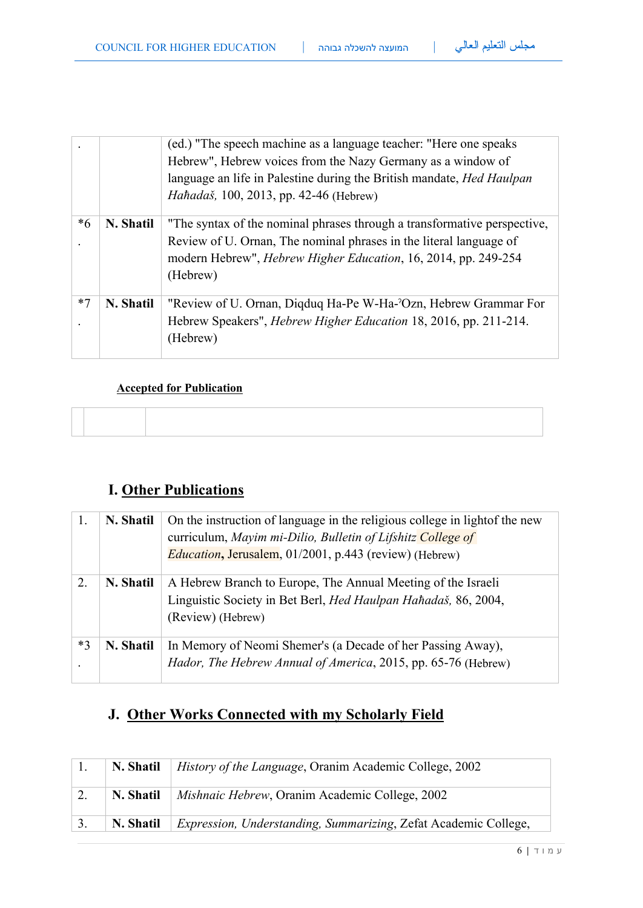| | | |
|---|---|---|
| . | | (ed.) "The speech machine as a language teacher: "Here one speaks Hebrew", Hebrew voices from the Nazy Germany as a window of language an life in Palestine during the British mandate, *Hed Haulpan Haħadaš,* 100, 2013, pp. 42-46 (Hebrew) |
| *6. | **N. Shatil** | "The syntax of the nominal phrases through a transformative perspective, Review of U. Ornan, The nominal phrases in the literal language of modern Hebrew", *Hebrew Higher Education*, 16, 2014, pp. 249-254 (Hebrew) |
| *7. | **N. Shatil** | "Review of U. Ornan, Diqduq Ha-Pe W-Ha-ʾOzn, Hebrew Grammar For Hebrew Speakers", *Hebrew Higher Education* 18, 2016, pp. 211-214. (Hebrew) |

**Accepted for Publication**

| | | |
|---|---|---|
| | | |

## I. Other Publications

| | | |
|---|---|---|
| 1. | **N. Shatil** | On the instruction of language in the religious college in lightof the new curriculum, *Mayim mi-Dilio, Bulletin of Lifshitz College of Education***,** Jerusalem, 01/2001, p.443 (review) (Hebrew) |
| 2. | **N. Shatil** | A Hebrew Branch to Europe, The Annual Meeting of the Israeli Linguistic Society in Bet Berl, *Hed Haulpan Haħadaš,* 86, 2004, (Review) (Hebrew) |
| *3. | **N. Shatil** | In Memory of Neomi Shemer's (a Decade of her Passing Away), *Hador, The Hebrew Annual of America*, 2015, pp. 65-76 (Hebrew) |

## J. Other Works Connected with my Scholarly Field

| | | |
|---|---|---|
| 1. | **N. Shatil** | *History of the Language*, Oranim Academic College, 2002 |
| 2. | **N. Shatil** | *Mishnaic Hebrew*, Oranim Academic College, 2002 |
| 3. | **N. Shatil** | *Expression, Understanding, Summarizing*, Zefat Academic College, |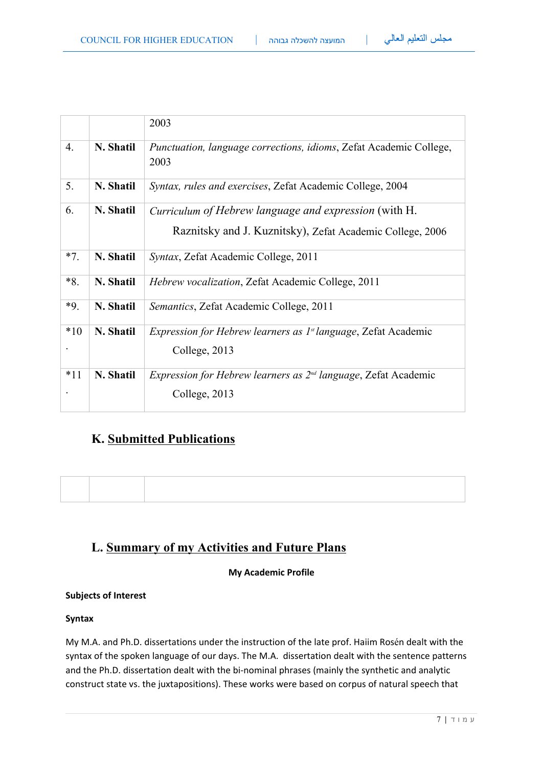|  |  | 2003 |
|---|---|---|
| 4. | **N. Shatil** | *Punctuation, language corrections, idioms*, Zefat Academic College, 2003 |
| 5. | **N. Shatil** | *Syntax, rules and exercises*, Zefat Academic College, 2004 |
| 6. | **N. Shatil** | *Curriculum of Hebrew language and expression* (with H. Raznitsky and J. Kuznitsky), Zefat Academic College, 2006 |
| *7. | **N. Shatil** | *Syntax*, Zefat Academic College, 2011 |
| *8. | **N. Shatil** | *Hebrew vocalization*, Zefat Academic College, 2011 |
| *9. | **N. Shatil** | *Semantics*, Zefat Academic College, 2011 |
| *10. | **N. Shatil** | *Expression for Hebrew learners as 1st language*, Zefat Academic College, 2013 |
| *11. | **N. Shatil** | *Expression for Hebrew learners as 2nd language*, Zefat Academic College, 2013 |

## K. Submitted Publications

|  |  |  |
|---|---|---|
|  |  |  |

## L. Summary of my Activities and Future Plans

**My Academic Profile**

**Subjects of Interest**

**Syntax**

My M.A. and Ph.D. dissertations under the instruction of the late prof. Haiim Rosén dealt with the syntax of the spoken language of our days. The M.A. dissertation dealt with the sentence patterns and the Ph.D. dissertation dealt with the bi-nominal phrases (mainly the synthetic and analytic construct state vs. the juxtapositions). These works were based on corpus of natural speech that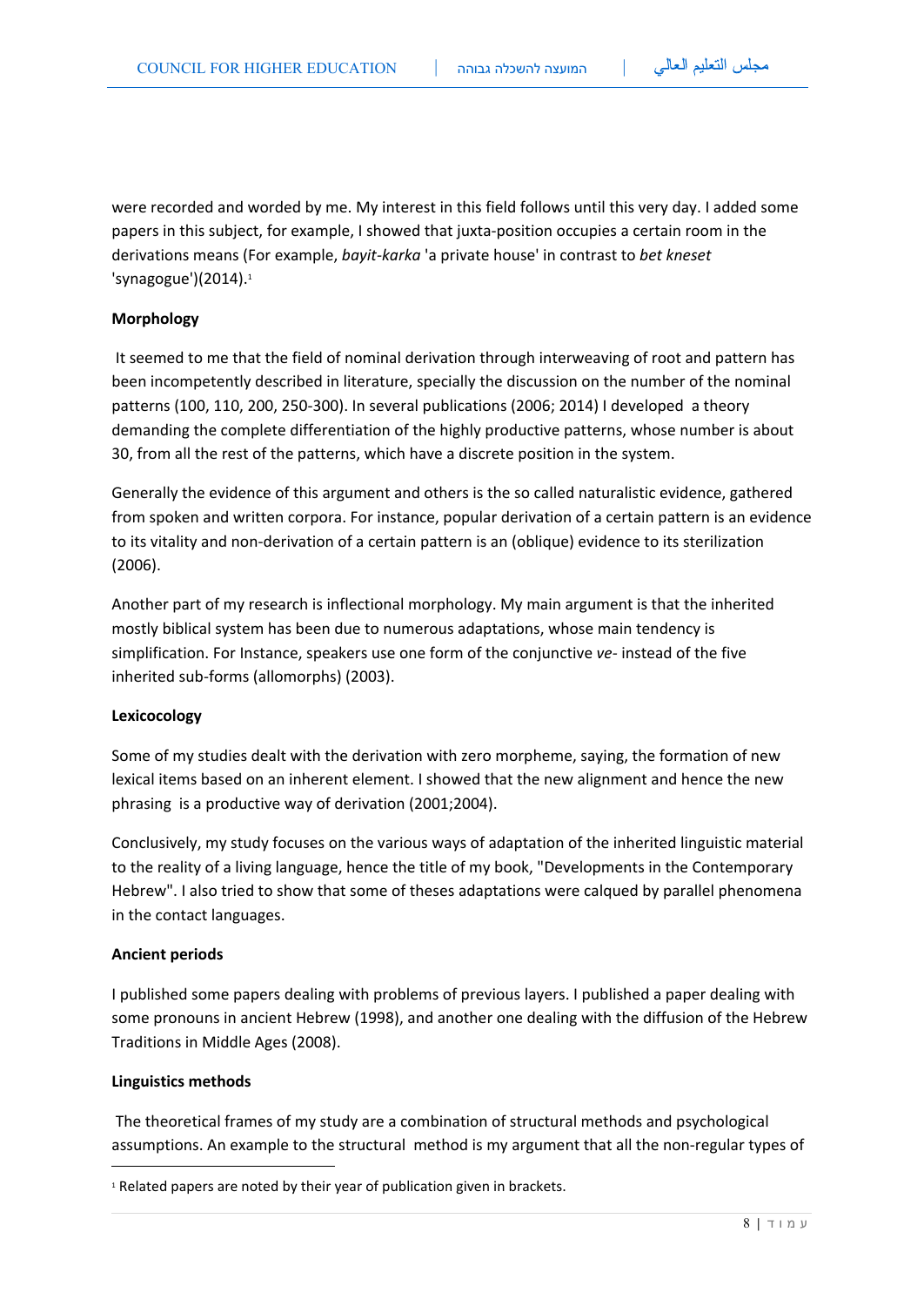were recorded and worded by me. My interest in this field follows until this very day. I added some papers in this subject, for example, I showed that juxta-position occupies a certain room in the derivations means (For example, *bayit-karka* 'a private house' in contrast to *bet kneset* 'synagogue')(2014).[1]

**Morphology**

It seemed to me that the field of nominal derivation through interweaving of root and pattern has been incompetently described in literature, specially the discussion on the number of the nominal patterns (100, 110, 200, 250-300). In several publications (2006; 2014) I developed a theory demanding the complete differentiation of the highly productive patterns, whose number is about 30, from all the rest of the patterns, which have a discrete position in the system.

Generally the evidence of this argument and others is the so called naturalistic evidence, gathered from spoken and written corpora. For instance, popular derivation of a certain pattern is an evidence to its vitality and non-derivation of a certain pattern is an (oblique) evidence to its sterilization (2006).

Another part of my research is inflectional morphology. My main argument is that the inherited mostly biblical system has been due to numerous adaptations, whose main tendency is simplification. For Instance, speakers use one form of the conjunctive *ve-* instead of the five inherited sub-forms (allomorphs) (2003).

**Lexicocology**

Some of my studies dealt with the derivation with zero morpheme, saying, the formation of new lexical items based on an inherent element. I showed that the new alignment and hence the new phrasing is a productive way of derivation (2001;2004).

Conclusively, my study focuses on the various ways of adaptation of the inherited linguistic material to the reality of a living language, hence the title of my book, "Developments in the Contemporary Hebrew". I also tried to show that some of theses adaptations were calqued by parallel phenomena in the contact languages.

**Ancient periods**

I published some papers dealing with problems of previous layers. I published a paper dealing with some pronouns in ancient Hebrew (1998), and another one dealing with the diffusion of the Hebrew Traditions in Middle Ages (2008).

**Linguistics methods**

The theoretical frames of my study are a combination of structural methods and psychological assumptions. An example to the structural method is my argument that all the non-regular types of

[1] Related papers are noted by their year of publication given in brackets.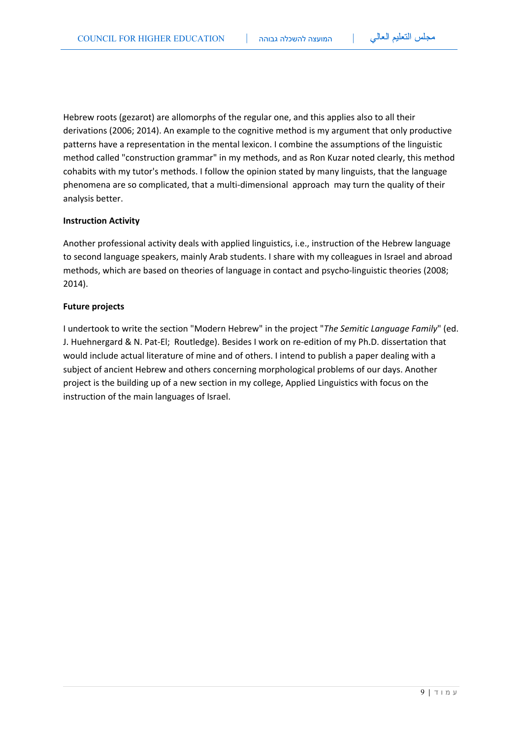Hebrew roots (gezarot) are allomorphs of the regular one, and this applies also to all their derivations (2006; 2014). An example to the cognitive method is my argument that only productive patterns have a representation in the mental lexicon. I combine the assumptions of the linguistic method called "construction grammar" in my methods, and as Ron Kuzar noted clearly, this method cohabits with my tutor's methods. I follow the opinion stated by many linguists, that the language phenomena are so complicated, that a multi-dimensional approach may turn the quality of their analysis better.

**Instruction Activity**

Another professional activity deals with applied linguistics, i.e., instruction of the Hebrew language to second language speakers, mainly Arab students. I share with my colleagues in Israel and abroad methods, which are based on theories of language in contact and psycho-linguistic theories (2008; 2014).

**Future projects**

I undertook to write the section "Modern Hebrew" in the project "*The Semitic Language Family*" (ed. J. Huehnergard & N. Pat-El; Routledge). Besides I work on re-edition of my Ph.D. dissertation that would include actual literature of mine and of others. I intend to publish a paper dealing with a subject of ancient Hebrew and others concerning morphological problems of our days. Another project is the building up of a new section in my college, Applied Linguistics with focus on the instruction of the main languages of Israel.